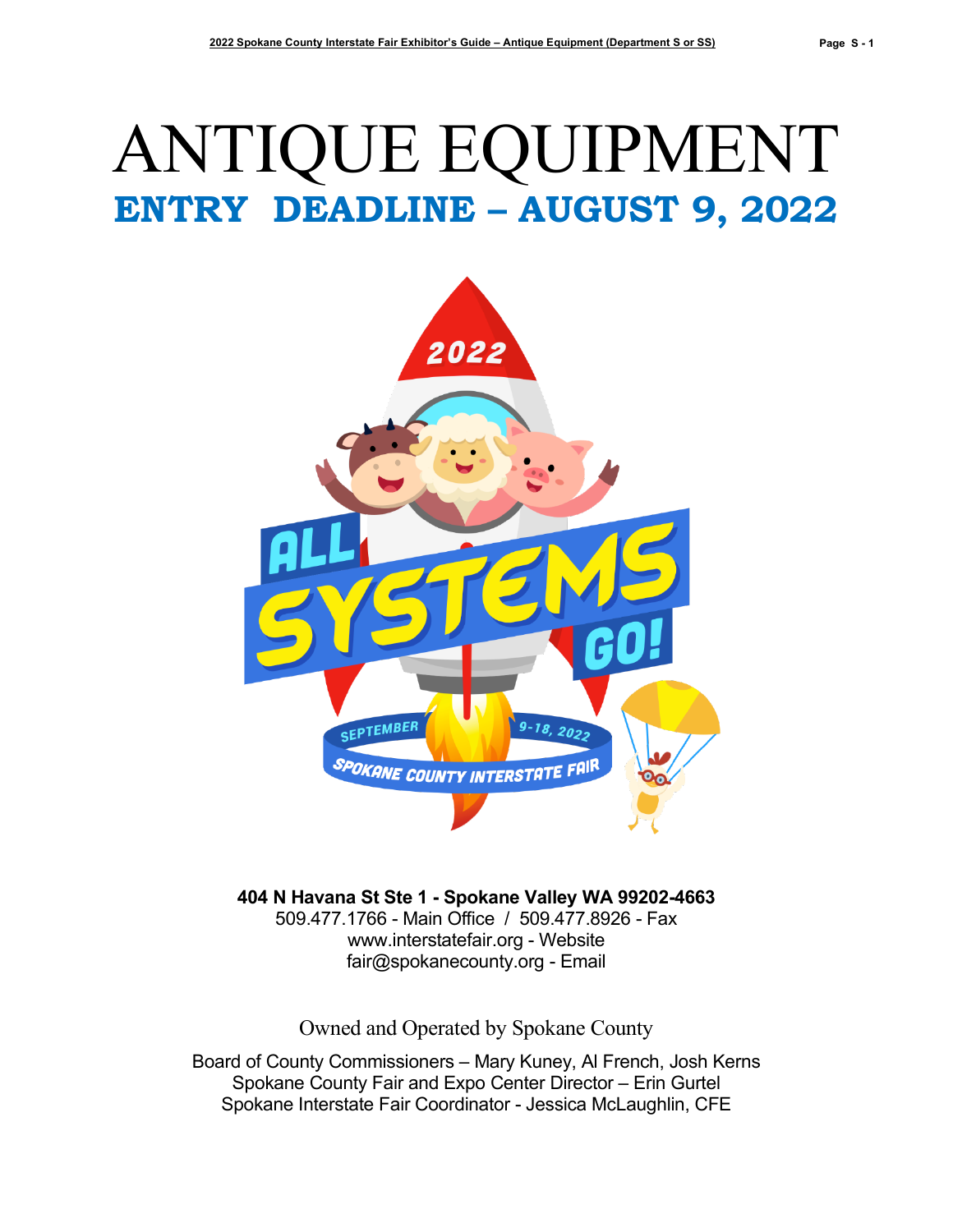# ANTIQUE EQUIPMENT

## ENTRY DEADLINE – AUGUST 9, 2022

**404 N Havana St Ste 1 - Spokane Valley WA 99202-4663**
509.477.1766 - Main Office / 509.477.8926 - Fax
www.interstatefair.org - Website
fair@spokanecounty.org - Email

Owned and Operated by Spokane County

Board of County Commissioners – Mary Kuney, Al French, Josh Kerns
Spokane County Fair and Expo Center Director – Erin Gurtel
Spokane Interstate Fair Coordinator - Jessica McLaughlin, CFE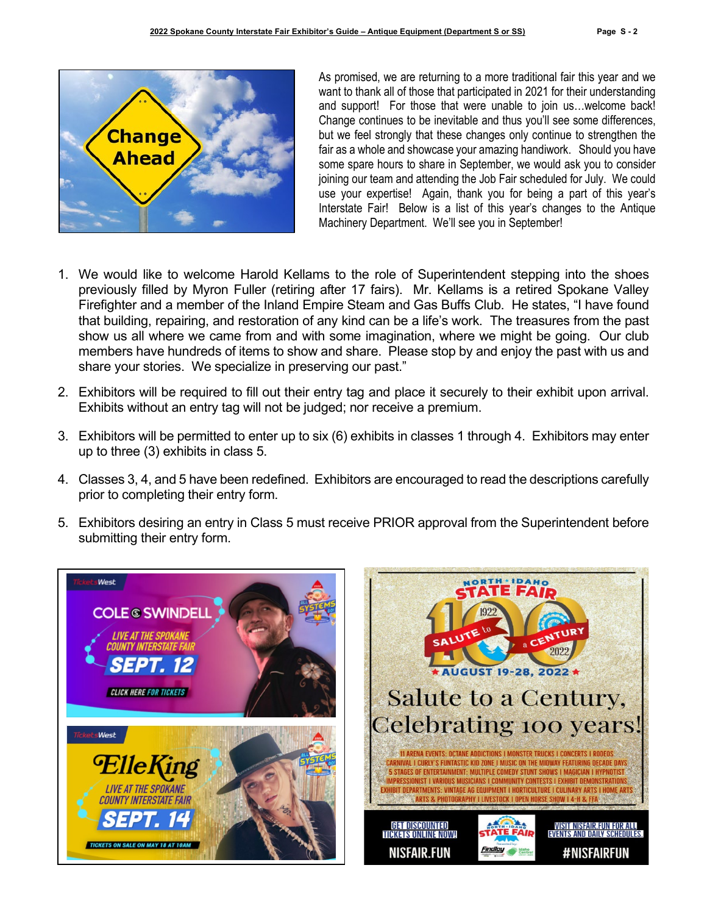As promised, we are returning to a more traditional fair this year and we want to thank all of those that participated in 2021 for their understanding and support! For those that were unable to join us…welcome back! Change continues to be inevitable and thus you'll see some differences, but we feel strongly that these changes only continue to strengthen the fair as a whole and showcase your amazing handiwork. Should you have some spare hours to share in September, we would ask you to consider joining our team and attending the Job Fair scheduled for July. We could use your expertise! Again, thank you for being a part of this year's Interstate Fair! Below is a list of this year's changes to the Antique Machinery Department. We'll see you in September!

1. We would like to welcome Harold Kellams to the role of Superintendent stepping into the shoes previously filled by Myron Fuller (retiring after 17 fairs). Mr. Kellams is a retired Spokane Valley Firefighter and a member of the Inland Empire Steam and Gas Buffs Club. He states, "I have found that building, repairing, and restoration of any kind can be a life's work. The treasures from the past show us all where we came from and with some imagination, where we might be going. Our club members have hundreds of items to show and share. Please stop by and enjoy the past with us and share your stories. We specialize in preserving our past."

2. Exhibitors will be required to fill out their entry tag and place it securely to their exhibit upon arrival. Exhibits without an entry tag will not be judged; nor receive a premium.

3. Exhibitors will be permitted to enter up to six (6) exhibits in classes 1 through 4. Exhibitors may enter up to three (3) exhibits in class 5.

4. Classes 3, 4, and 5 have been redefined. Exhibitors are encouraged to read the descriptions carefully prior to completing their entry form.

5. Exhibitors desiring an entry in Class 5 must receive PRIOR approval from the Superintendent before submitting their entry form.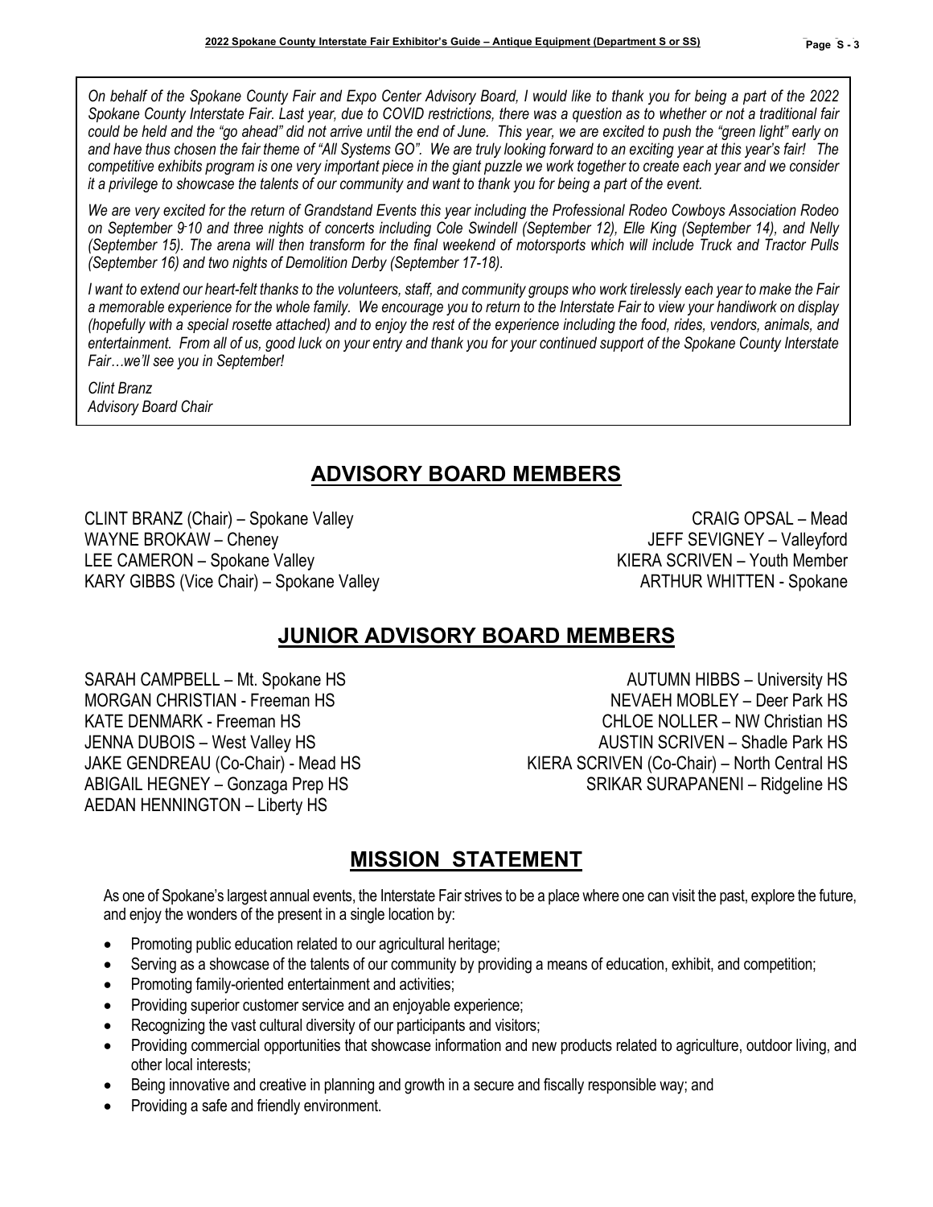*On behalf of the Spokane County Fair and Expo Center Advisory Board, I would like to thank you for being a part of the 2022 Spokane County Interstate Fair. Last year, due to COVID restrictions, there was a question as to whether or not a traditional fair could be held and the "go ahead" did not arrive until the end of June. This year, we are excited to push the "green light" early on and have thus chosen the fair theme of "All Systems GO". We are truly looking forward to an exciting year at this year's fair! The competitive exhibits program is one very important piece in the giant puzzle we work together to create each year and we consider it a privilege to showcase the talents of our community and want to thank you for being a part of the event.*

*We are very excited for the return of Grandstand Events this year including the Professional Rodeo Cowboys Association Rodeo on September 9-10 and three nights of concerts including Cole Swindell (September 12), Elle King (September 14), and Nelly (September 15). The arena will then transform for the final weekend of motorsports which will include Truck and Tractor Pulls (September 16) and two nights of Demolition Derby (September 17-18).*

*I want to extend our heart-felt thanks to the volunteers, staff, and community groups who work tirelessly each year to make the Fair a memorable experience for the whole family. We encourage you to return to the Interstate Fair to view your handiwork on display (hopefully with a special rosette attached) and to enjoy the rest of the experience including the food, rides, vendors, animals, and entertainment. From all of us, good luck on your entry and thank you for your continued support of the Spokane County Interstate Fair…we'll see you in September!*

*Clint Branz*
*Advisory Board Chair*

## ADVISORY BOARD MEMBERS

CLINT BRANZ (Chair) – Spokane Valley
WAYNE BROKAW – Cheney
LEE CAMERON – Spokane Valley
KARY GIBBS (Vice Chair) – Spokane Valley
CRAIG OPSAL – Mead
JEFF SEVIGNEY – Valleyford
KIERA SCRIVEN – Youth Member
ARTHUR WHITTEN - Spokane

## JUNIOR ADVISORY BOARD MEMBERS

SARAH CAMPBELL – Mt. Spokane HS
MORGAN CHRISTIAN - Freeman HS
KATE DENMARK - Freeman HS
JENNA DUBOIS – West Valley HS
JAKE GENDREAU (Co-Chair) - Mead HS
ABIGAIL HEGNEY – Gonzaga Prep HS
AEDAN HENNINGTON – Liberty HS
AUTUMN HIBBS – University HS
NEVAEH MOBLEY – Deer Park HS
CHLOE NOLLER – NW Christian HS
AUSTIN SCRIVEN – Shadle Park HS
KIERA SCRIVEN (Co-Chair) – North Central HS
SRIKAR SURAPANENI – Ridgeline HS

## MISSION STATEMENT

As one of Spokane's largest annual events, the Interstate Fair strives to be a place where one can visit the past, explore the future, and enjoy the wonders of the present in a single location by:

- Promoting public education related to our agricultural heritage;
- Serving as a showcase of the talents of our community by providing a means of education, exhibit, and competition;
- Promoting family-oriented entertainment and activities;
- Providing superior customer service and an enjoyable experience;
- Recognizing the vast cultural diversity of our participants and visitors;
- Providing commercial opportunities that showcase information and new products related to agriculture, outdoor living, and other local interests;
- Being innovative and creative in planning and growth in a secure and fiscally responsible way; and
- Providing a safe and friendly environment.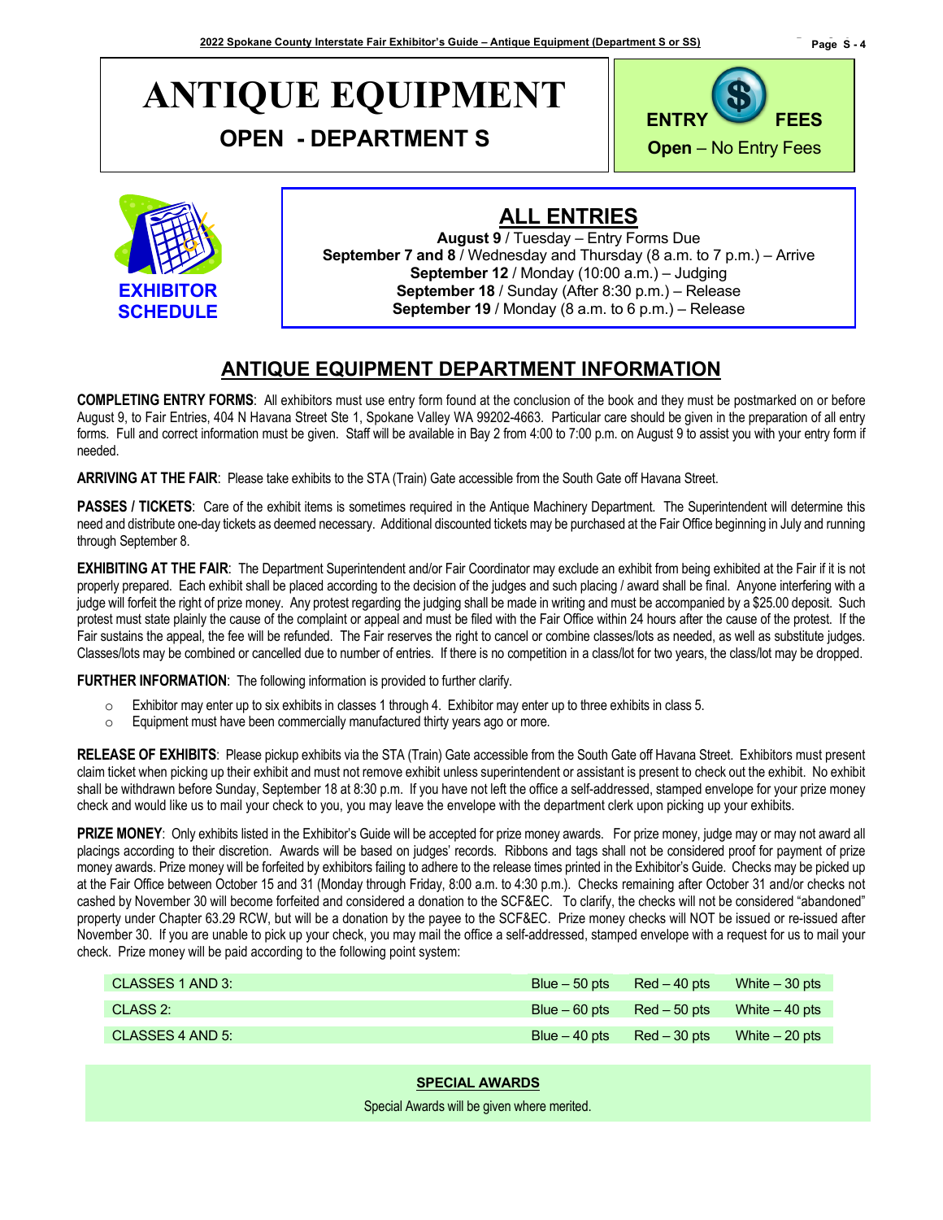# ANTIQUE EQUIPMENT

## OPEN - DEPARTMENT S

**ENTRY FEES**

**Open** – No Entry Fees

**EXHIBITOR SCHEDULE**

## ALL ENTRIES

**August 9** / Tuesday – Entry Forms Due
**September 7 and 8** / Wednesday and Thursday (8 a.m. to 7 p.m.) – Arrive
**September 12** / Monday (10:00 a.m.) – Judging
**September 18** / Sunday (After 8:30 p.m.) – Release
**September 19** / Monday (8 a.m. to 6 p.m.) – Release

## ANTIQUE EQUIPMENT DEPARTMENT INFORMATION

**COMPLETING ENTRY FORMS**: All exhibitors must use entry form found at the conclusion of the book and they must be postmarked on or before August 9, to Fair Entries, 404 N Havana Street Ste 1, Spokane Valley WA 99202-4663. Particular care should be given in the preparation of all entry forms. Full and correct information must be given. Staff will be available in Bay 2 from 4:00 to 7:00 p.m. on August 9 to assist you with your entry form if needed.

**ARRIVING AT THE FAIR**: Please take exhibits to the STA (Train) Gate accessible from the South Gate off Havana Street.

**PASSES / TICKETS**: Care of the exhibit items is sometimes required in the Antique Machinery Department. The Superintendent will determine this need and distribute one-day tickets as deemed necessary. Additional discounted tickets may be purchased at the Fair Office beginning in July and running through September 8.

**EXHIBITING AT THE FAIR**: The Department Superintendent and/or Fair Coordinator may exclude an exhibit from being exhibited at the Fair if it is not properly prepared. Each exhibit shall be placed according to the decision of the judges and such placing / award shall be final. Anyone interfering with a judge will forfeit the right of prize money. Any protest regarding the judging shall be made in writing and must be accompanied by a $25.00 deposit. Such protest must state plainly the cause of the complaint or appeal and must be filed with the Fair Office within 24 hours after the cause of the protest. If the Fair sustains the appeal, the fee will be refunded. The Fair reserves the right to cancel or combine classes/lots as needed, as well as substitute judges. Classes/lots may be combined or cancelled due to number of entries. If there is no competition in a class/lot for two years, the class/lot may be dropped.

**FURTHER INFORMATION**: The following information is provided to further clarify.

- Exhibitor may enter up to six exhibits in classes 1 through 4. Exhibitor may enter up to three exhibits in class 5.
- Equipment must have been commercially manufactured thirty years ago or more.

**RELEASE OF EXHIBITS**: Please pickup exhibits via the STA (Train) Gate accessible from the South Gate off Havana Street. Exhibitors must present claim ticket when picking up their exhibit and must not remove exhibit unless superintendent or assistant is present to check out the exhibit. No exhibit shall be withdrawn before Sunday, September 18 at 8:30 p.m. If you have not left the office a self-addressed, stamped envelope for your prize money check and would like us to mail your check to you, you may leave the envelope with the department clerk upon picking up your exhibits.

**PRIZE MONEY**: Only exhibits listed in the Exhibitor's Guide will be accepted for prize money awards. For prize money, judge may or may not award all placings according to their discretion. Awards will be based on judges' records. Ribbons and tags shall not be considered proof for payment of prize money awards. Prize money will be forfeited by exhibitors failing to adhere to the release times printed in the Exhibitor's Guide. Checks may be picked up at the Fair Office between October 15 and 31 (Monday through Friday, 8:00 a.m. to 4:30 p.m.). Checks remaining after October 31 and/or checks not cashed by November 30 will become forfeited and considered a donation to the SCF&EC. To clarify, the checks will not be considered "abandoned" property under Chapter 63.29 RCW, but will be a donation by the payee to the SCF&EC. Prize money checks will NOT be issued or re-issued after November 30. If you are unable to pick up your check, you may mail the office a self-addressed, stamped envelope with a request for us to mail your check. Prize money will be paid according to the following point system:

| | | | |
|---|---|---|---|
| CLASSES 1 AND 3: | Blue – 50 pts | Red – 40 pts | White – 30 pts |
| CLASS 2: | Blue – 60 pts | Red – 50 pts | White – 40 pts |
| CLASSES 4 AND 5: | Blue – 40 pts | Red – 30 pts | White – 20 pts |

**SPECIAL AWARDS**

Special Awards will be given where merited.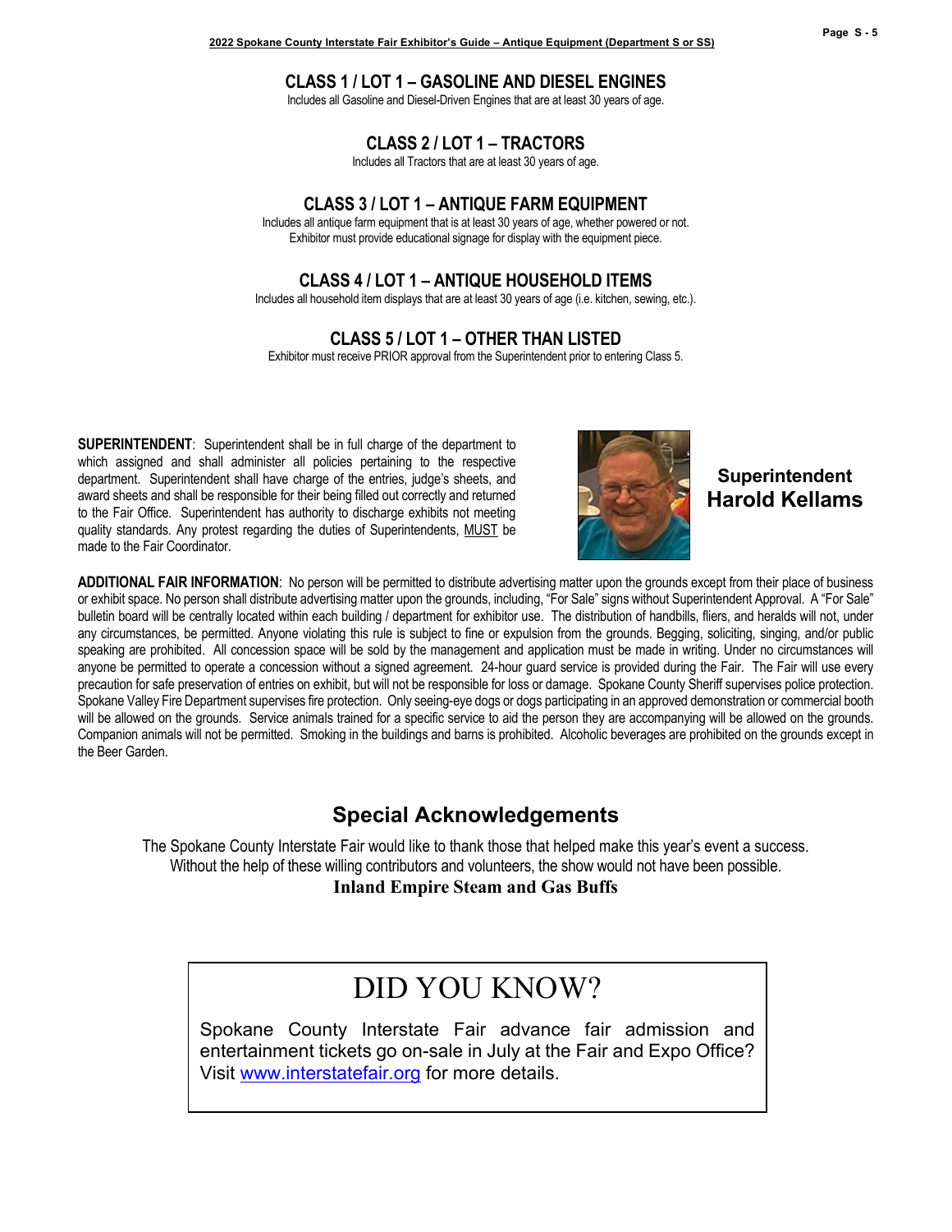## CLASS 1 / LOT 1 – GASOLINE AND DIESEL ENGINES

Includes all Gasoline and Diesel-Driven Engines that are at least 30 years of age.

## CLASS 2 / LOT 1 – TRACTORS

Includes all Tractors that are at least 30 years of age.

## CLASS 3 / LOT 1 – ANTIQUE FARM EQUIPMENT

Includes all antique farm equipment that is at least 30 years of age, whether powered or not.
Exhibitor must provide educational signage for display with the equipment piece.

## CLASS 4 / LOT 1 – ANTIQUE HOUSEHOLD ITEMS

Includes all household item displays that are at least 30 years of age (i.e. kitchen, sewing, etc.).

## CLASS 5 / LOT 1 – OTHER THAN LISTED

Exhibitor must receive PRIOR approval from the Superintendent prior to entering Class 5.

**SUPERINTENDENT**: Superintendent shall be in full charge of the department to which assigned and shall administer all policies pertaining to the respective department. Superintendent shall have charge of the entries, judge's sheets, and award sheets and shall be responsible for their being filled out correctly and returned to the Fair Office. Superintendent has authority to discharge exhibits not meeting quality standards. Any protest regarding the duties of Superintendents, MUST be made to the Fair Coordinator.

**Superintendent**
**Harold Kellams**

**ADDITIONAL FAIR INFORMATION**: No person will be permitted to distribute advertising matter upon the grounds except from their place of business or exhibit space. No person shall distribute advertising matter upon the grounds, including, "For Sale" signs without Superintendent Approval. A "For Sale" bulletin board will be centrally located within each building / department for exhibitor use. The distribution of handbills, fliers, and heralds will not, under any circumstances, be permitted. Anyone violating this rule is subject to fine or expulsion from the grounds. Begging, soliciting, singing, and/or public speaking are prohibited. All concession space will be sold by the management and application must be made in writing. Under no circumstances will anyone be permitted to operate a concession without a signed agreement. 24-hour guard service is provided during the Fair. The Fair will use every precaution for safe preservation of entries on exhibit, but will not be responsible for loss or damage. Spokane County Sheriff supervises police protection. Spokane Valley Fire Department supervises fire protection. Only seeing-eye dogs or dogs participating in an approved demonstration or commercial booth will be allowed on the grounds. Service animals trained for a specific service to aid the person they are accompanying will be allowed on the grounds. Companion animals will not be permitted. Smoking in the buildings and barns is prohibited. Alcoholic beverages are prohibited on the grounds except in the Beer Garden.

## Special Acknowledgements

The Spokane County Interstate Fair would like to thank those that helped make this year's event a success.
Without the help of these willing contributors and volunteers, the show would not have been possible.

**Inland Empire Steam and Gas Buffs**

# DID YOU KNOW?

Spokane County Interstate Fair advance fair admission and entertainment tickets go on-sale in July at the Fair and Expo Office? Visit www.interstatefair.org for more details.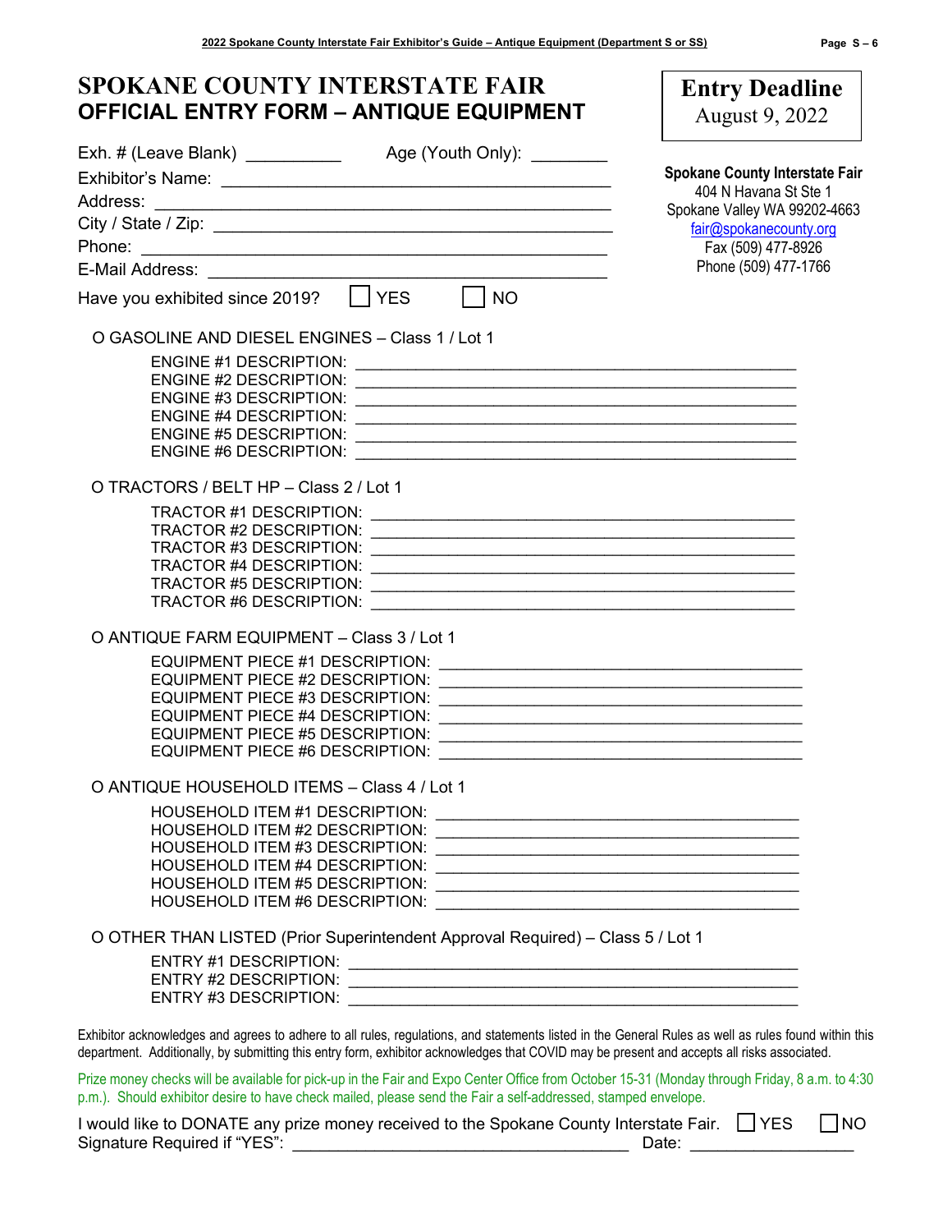# SPOKANE COUNTY INTERSTATE FAIR
## OFFICIAL ENTRY FORM – ANTIQUE EQUIPMENT

**Entry Deadline**
August 9, 2022

**Spokane County Interstate Fair**
404 N Havana St Ste 1
Spokane Valley WA 99202-4663
fair@spokanecounty.org
Fax (509) 477-8926
Phone (509) 477-1766

Exh. # (Leave Blank) __________ Age (Youth Only): ________

Exhibitor's Name: ________________________________________

Address: ________________________________________

City / State / Zip: ________________________________________

Phone: ________________________________________

E-Mail Address: ________________________________________

Have you exhibited since 2019? ☐ YES ☐ NO

O GASOLINE AND DIESEL ENGINES – Class 1 / Lot 1

ENGINE #1 DESCRIPTION: ________________________________________
ENGINE #2 DESCRIPTION: ________________________________________
ENGINE #3 DESCRIPTION: ________________________________________
ENGINE #4 DESCRIPTION: ________________________________________
ENGINE #5 DESCRIPTION: ________________________________________
ENGINE #6 DESCRIPTION: ________________________________________

O TRACTORS / BELT HP – Class 2 / Lot 1

TRACTOR #1 DESCRIPTION: ________________________________________
TRACTOR #2 DESCRIPTION: ________________________________________
TRACTOR #3 DESCRIPTION: ________________________________________
TRACTOR #4 DESCRIPTION: ________________________________________
TRACTOR #5 DESCRIPTION: ________________________________________
TRACTOR #6 DESCRIPTION: ________________________________________

O ANTIQUE FARM EQUIPMENT – Class 3 / Lot 1

EQUIPMENT PIECE #1 DESCRIPTION: ________________________________________
EQUIPMENT PIECE #2 DESCRIPTION: ________________________________________
EQUIPMENT PIECE #3 DESCRIPTION: ________________________________________
EQUIPMENT PIECE #4 DESCRIPTION: ________________________________________
EQUIPMENT PIECE #5 DESCRIPTION: ________________________________________
EQUIPMENT PIECE #6 DESCRIPTION: ________________________________________

O ANTIQUE HOUSEHOLD ITEMS – Class 4 / Lot 1

HOUSEHOLD ITEM #1 DESCRIPTION: ________________________________________
HOUSEHOLD ITEM #2 DESCRIPTION: ________________________________________
HOUSEHOLD ITEM #3 DESCRIPTION: ________________________________________
HOUSEHOLD ITEM #4 DESCRIPTION: ________________________________________
HOUSEHOLD ITEM #5 DESCRIPTION: ________________________________________
HOUSEHOLD ITEM #6 DESCRIPTION: ________________________________________

O OTHER THAN LISTED (Prior Superintendent Approval Required) – Class 5 / Lot 1

ENTRY #1 DESCRIPTION: ________________________________________
ENTRY #2 DESCRIPTION: ________________________________________
ENTRY #3 DESCRIPTION: ________________________________________

Exhibitor acknowledges and agrees to adhere to all rules, regulations, and statements listed in the General Rules as well as rules found within this department. Additionally, by submitting this entry form, exhibitor acknowledges that COVID may be present and accepts all risks associated.

Prize money checks will be available for pick-up in the Fair and Expo Center Office from October 15-31 (Monday through Friday, 8 a.m. to 4:30 p.m.). Should exhibitor desire to have check mailed, please send the Fair a self-addressed, stamped envelope.

I would like to DONATE any prize money received to the Spokane County Interstate Fair. ☐ YES ☐ NO

Signature Required if "YES": ________________________________________ Date: __________________